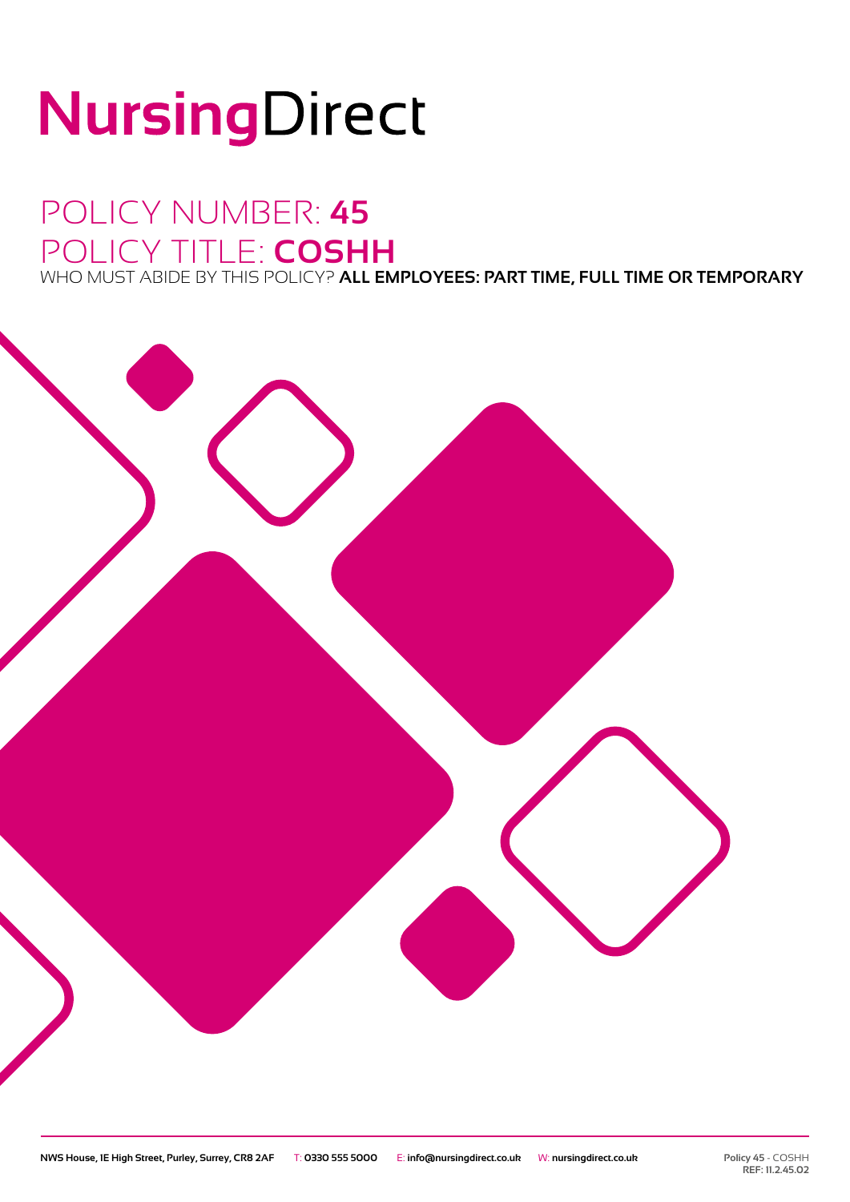# NursingDirect

## POLICY NUMBER: **45**
## POLICY TITLE: **COSHH**

WHO MUST ABIDE BY THIS POLICY? **ALL EMPLOYEES: PART TIME, FULL TIME OR TEMPORARY**

**NWS House, 1E High Street, Purley, Surrey, CR8 2AF** T: **0330 555 5000** E: **info@nursingdirect.co.uk** W: **nursingdirect.co.uk**

**Policy 45** - COSHH
**REF: 11.2.45.02**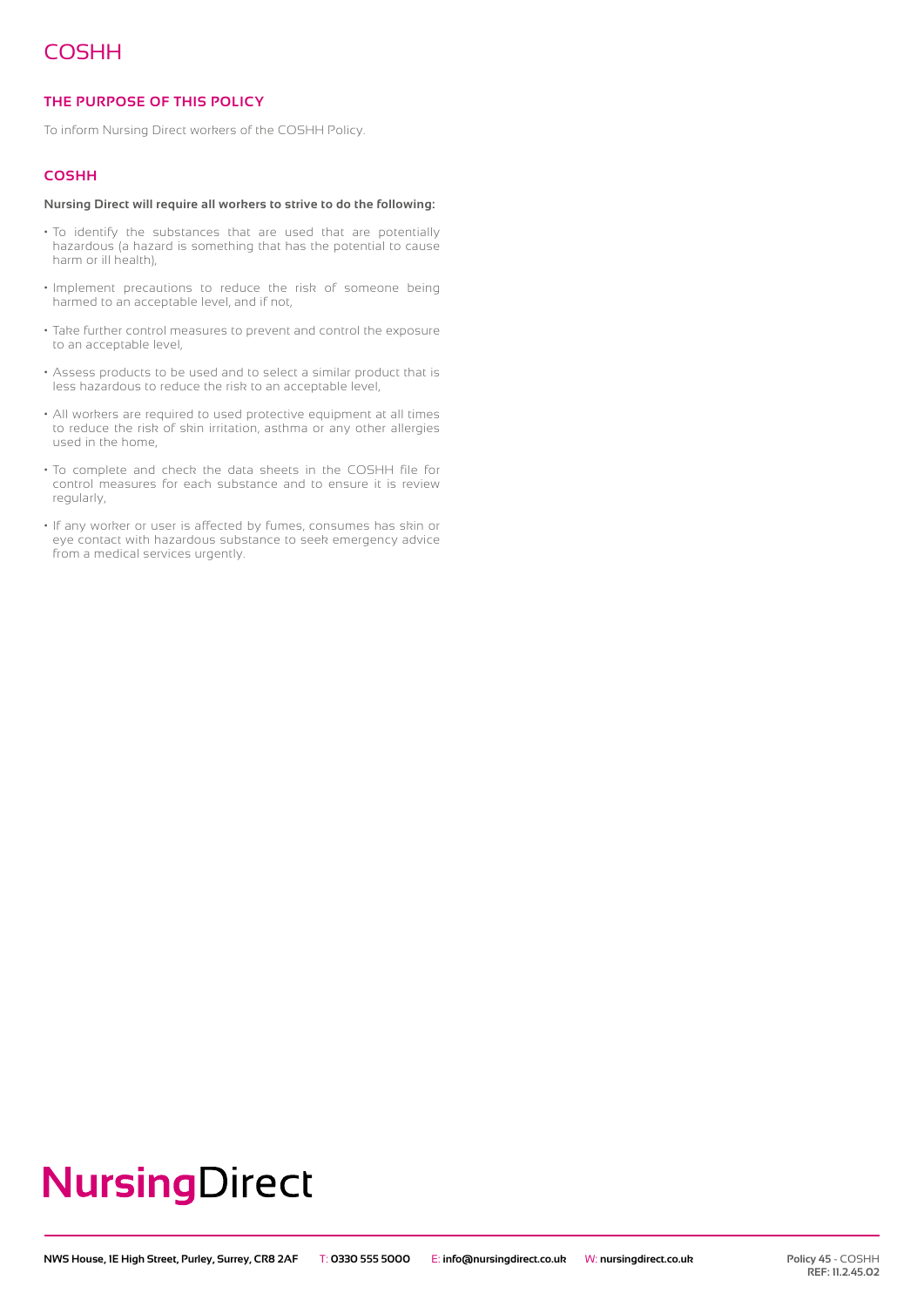# COSHH

## THE PURPOSE OF THIS POLICY

To inform Nursing Direct workers of the COSHH Policy.

## COSHH

**Nursing Direct will require all workers to strive to do the following:**

- To identify the substances that are used that are potentially hazardous (a hazard is something that has the potential to cause harm or ill health),
- Implement precautions to reduce the risk of someone being harmed to an acceptable level, and if not,
- Take further control measures to prevent and control the exposure to an acceptable level,
- Assess products to be used and to select a similar product that is less hazardous to reduce the risk to an acceptable level,
- All workers are required to used protective equipment at all times to reduce the risk of skin irritation, asthma or any other allergies used in the home,
- To complete and check the data sheets in the COSHH file for control measures for each substance and to ensure it is review regularly,
- If any worker or user is affected by fumes, consumes has skin or eye contact with hazardous substance to seek emergency advice from a medical services urgently.

**Nursing**Direct